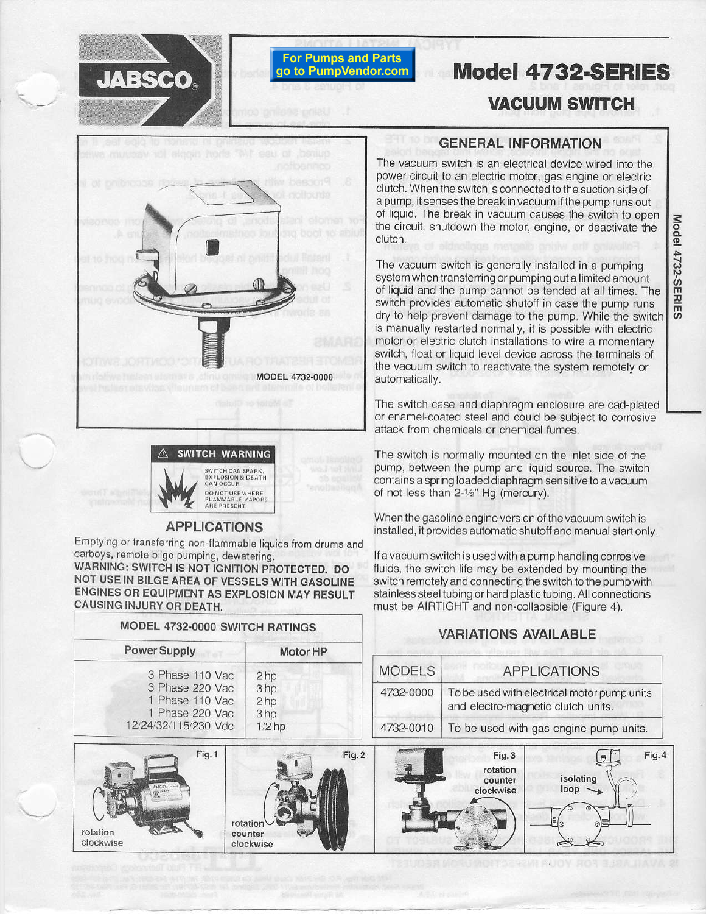JABSCO

For Pumps and Parts go to PumpVendor.com

# Model 4732-SERIES

## VACUUM SWITCH

MODEL 4732-0000

⚠ SWITCH WARNING

SWITCH CAN SPARK, EXPLOSION & DEATH CAN OCCUR.

DO NOT USE WHERE FLAMMABLE VAPORS ARE PRESENT.

## APPLICATIONS

Emptying or transferring non-flammable liquids from drums and carboys, remote bilge pumping, dewatering.

**WARNING: SWITCH IS NOT IGNITION PROTECTED. DO NOT USE IN BILGE AREA OF VESSELS WITH GASOLINE ENGINES OR EQUIPMENT AS EXPLOSION MAY RESULT CAUSING INJURY OR DEATH.**

| MODEL 4732-0000 SWITCH RATINGS | |
|---|---|
| **Power Supply** | **Motor HP** |
| 3 Phase 110 Vac | 2 hp |
| 3 Phase 220 Vac | 3 hp |
| 1 Phase 110 Vac | 2 hp |
| 1 Phase 220 Vac | 3 hp |
| 12/24/32/115/230 Vdc | 1/2 hp |

## GENERAL INFORMATION

The vacuum switch is an electrical device wired into the power circuit to an electric motor, gas engine or electric clutch. When the switch is connected to the suction side of a pump, it senses the break in vacuum if the pump runs out of liquid. The break in vacuum causes the switch to open the circuit, shutdown the motor, engine, or deactivate the clutch.

The vacuum switch is generally installed in a pumping system when transferring or pumping out a limited amount of liquid and the pump cannot be tended at all times. The switch provides automatic shutoff in case the pump runs dry to help prevent damage to the pump. While the switch is manually restarted normally, it is possible with electric motor or electric clutch installations to wire a momentary switch, float or liquid level device across the terminals of the vacuum switch to reactivate the system remotely or automatically.

The switch case and diaphragm enclosure are cad-plated or enamel-coated steel and could be subject to corrosive attack from chemicals or chemical fumes.

The switch is normally mounted on the inlet side of the pump, between the pump and liquid source. The switch contains a spring loaded diaphragm sensitive to a vacuum of not less than 2-½" Hg (mercury).

When the gasoline engine version of the vacuum switch is installed, it provides automatic shutoff and manual start only.

If a vacuum switch is used with a pump handling corrosive fluids, the switch life may be extended by mounting the switch remotely and connecting the switch to the pump with stainless steel tubing or hard plastic tubing. All connections must be AIRTIGHT and non-collapsible (Figure 4).

## VARIATIONS AVAILABLE

| MODELS | APPLICATIONS |
|---|---|
| 4732-0000 | To be used with electrical motor pump units and electro-magnetic clutch units. |
| 4732-0010 | To be used with gas engine pump units. |

Fig. 1 — rotation clockwise

Fig. 2 — rotation counter clockwise

Fig. 3 — rotation counter clockwise

Fig. 4 — isolating loop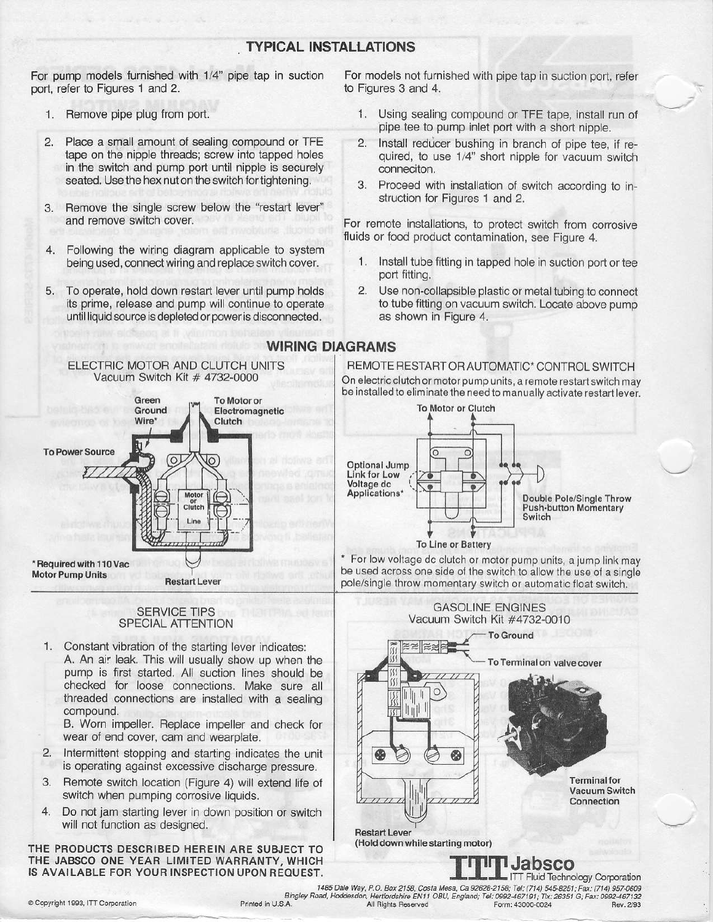## TYPICAL INSTALLATIONS

For pump models furnished with 1/4" pipe tap in suction port, refer to Figures 1 and 2.

1. Remove pipe plug from port.
2. Place a small amount of sealing compound or TFE tape on the nipple threads; screw into tapped holes in the switch and pump port until nipple is securely seated. Use the hex nut on the switch for tightening.
3. Remove the single screw below the "restart lever" and remove switch cover.
4. Following the wiring diagram applicable to system being used, connect wiring and replace switch cover.
5. To operate, hold down restart lever until pump holds its prime, release and pump will continue to operate until liquid source is depleted or power is disconnected.

For models not furnished with pipe tap in suction port, refer to Figures 3 and 4.

1. Using sealing compound or TFE tape, install run of pipe tee to pump inlet port with a short nipple.
2. Install reducer bushing in branch of pipe tee, if required, to use 1/4" short nipple for vacuum switch conneciton.
3. Proceed with installation of switch according to instruction for Figures 1 and 2.

For remote installations, to protect switch from corrosive fluids or food product contamination, see Figure 4.

1. Install tube fitting in tapped hole in suction port or tee port fitting.
2. Use non-collapsible plastic or metal tubing to connect to tube fitting on vacuum switch. Locate above pump as shown in Figure 4.

## WIRING DIAGRAMS

### ELECTRIC MOTOR AND CLUTCH UNITS

Vacuum Switch Kit # 4732-0000

Green Ground Wire*

To Motor or Electromagnetic Clutch

To Power Source

Motor or Clutch

Line

Restart Lever

\* Required with 110 Vac Motor Pump Units

### REMOTE RESTART OR AUTOMATIC* CONTROL SWITCH

On electric clutch or motor pump units, a remote restart switch may be installed to eliminate the need to manually activate restart lever.

To Motor or Clutch

Optional Jump Link for Low Voltage dc Applications*

Double Pole/Single Throw Push-button Momentary Switch

To Line or Battery

\* For low voltage dc clutch or motor pump units, a jump link may be used across one side of the switch to allow the use of a single pole/single throw momentary switch or automatic float switch.

### SERVICE TIPS SPECIAL ATTENTION

1. Constant vibration of the starting lever indicates:
   A. An air leak. This will usually show up when the pump is first started. All suction lines should be checked for loose connections. Make sure all threaded connections are installed with a sealing compound.
   B. Worn impeller. Replace impeller and check for wear of end cover, cam and wearplate.
2. Intermittent stopping and starting indicates the unit is operating against excessive discharge pressure.
3. Remote switch location (Figure 4) will extend life of switch when pumping corrosive liquids.
4. Do not jam starting lever in down position or switch will not function as designed.

**THE PRODUCTS DESCRIBED HEREIN ARE SUBJECT TO THE JABSCO ONE YEAR LIMITED WARRANTY, WHICH IS AVAILABLE FOR YOUR INSPECTION UPON REQUEST.**

### GASOLINE ENGINES

Vacuum Switch Kit #4732-0010

To Ground

To Terminal on valve cover

Restart Lever (Hold down while starting motor)

Terminal for Vacuum Switch Connection

**ITT Jabsco**
ITT Fluid Technology Corporation

1485 Dale Way, P.O. Box 2158, Costa Mesa, Ca 92628-2158; Tel: (714) 545-8251; Fax: (714) 957-0609
Bingley Road, Hoddesdon, Hertfordshire EN11 0BU, England; Tel: 0992-467191; Tlx: 26351 G; Fax: 0992-467132

© Copyright 1993, ITT Corporation — Printed in U.S.A. — All Rights Reserved — Form: 43000-0024 — Rev. 2/93